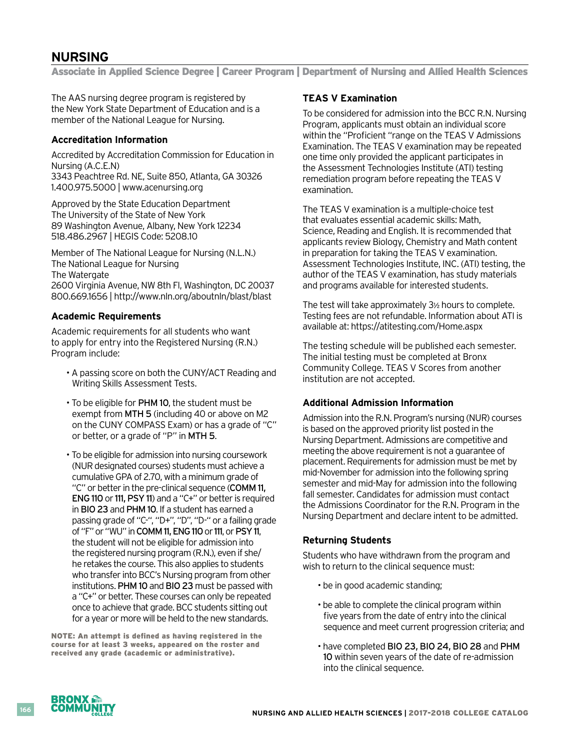# NURSING

**Associate in Applied Science Degree | Career Program | Department of Nursing and Allied Health Sciences**

The AAS nursing degree program is registered by the New York State Department of Education and is a member of the National League for Nursing.

### Accreditation Information

Accredited by Accreditation Commission for Education in Nursing (A.C.E.N)
3343 Peachtree Rd. NE, Suite 850, Atlanta, GA 30326
1.400.975.5000 | www.acenursing.org

Approved by the State Education Department
The University of the State of New York
89 Washington Avenue, Albany, New York 12234
518.486.2967 | HEGIS Code: 5208.10

Member of The National League for Nursing (N.L.N.)
The National League for Nursing
The Watergate
2600 Virginia Avenue, NW 8th Fl, Washington, DC 20037
800.669.1656 | http://www.nln.org/aboutnln/blast/blast

### Academic Requirements

Academic requirements for all students who want to apply for entry into the Registered Nursing (R.N.) Program include:

- A passing score on both the CUNY/ACT Reading and Writing Skills Assessment Tests.
- To be eligible for **PHM 10**, the student must be exempt from **MTH 5** (including 40 or above on M2 on the CUNY COMPASS Exam) or has a grade of "C" or better, or a grade of "P" in **MTH 5**.
- To be eligible for admission into nursing coursework (NUR designated courses) students must achieve a cumulative GPA of 2.70, with a minimum grade of "C" or better in the pre-clinical sequence (**COMM 11, ENG 110** or **111, PSY 11**) and a "C+" or better is required in **BIO 23** and **PHM 10**. If a student has earned a passing grade of "C-", "D+", "D", "D-" or a failing grade of "F" or "WU" in **COMM 11, ENG 110** or **111**, or **PSY 11**, the student will not be eligible for admission into the registered nursing program (R.N.), even if she/he retakes the course. This also applies to students who transfer into BCC's Nursing program from other institutions. **PHM 10** and **BIO 23** must be passed with a "C+" or better. These courses can only be repeated once to achieve that grade. BCC students sitting out for a year or more will be held to the new standards.

**NOTE: An attempt is defined as having registered in the course for at least 3 weeks, appeared on the roster and received any grade (academic or administrative).**

### TEAS V Examination

To be considered for admission into the BCC R.N. Nursing Program, applicants must obtain an individual score within the "Proficient "range on the TEAS V Admissions Examination. The TEAS V examination may be repeated one time only provided the applicant participates in the Assessment Technologies Institute (ATI) testing remediation program before repeating the TEAS V examination.

The TEAS V examination is a multiple-choice test that evaluates essential academic skills: Math, Science, Reading and English. It is recommended that applicants review Biology, Chemistry and Math content in preparation for taking the TEAS V examination. Assessment Technologies Institute, INC. (ATI) testing, the author of the TEAS V examination, has study materials and programs available for interested students.

The test will take approximately 3½ hours to complete. Testing fees are not refundable. Information about ATI is available at: https://atitesting.com/Home.aspx

The testing schedule will be published each semester. The initial testing must be completed at Bronx Community College. TEAS V Scores from another institution are not accepted.

### Additional Admission Information

Admission into the R.N. Program's nursing (NUR) courses is based on the approved priority list posted in the Nursing Department. Admissions are competitive and meeting the above requirement is not a guarantee of placement. Requirements for admission must be met by mid-November for admission into the following spring semester and mid-May for admission into the following fall semester. Candidates for admission must contact the Admissions Coordinator for the R.N. Program in the Nursing Department and declare intent to be admitted.

### Returning Students

Students who have withdrawn from the program and wish to return to the clinical sequence must:

- be in good academic standing;
- be able to complete the clinical program within five years from the date of entry into the clinical sequence and meet current progression criteria; and
- have completed **BIO 23, BIO 24, BIO 28** and **PHM 10** within seven years of the date of re-admission into the clinical sequence.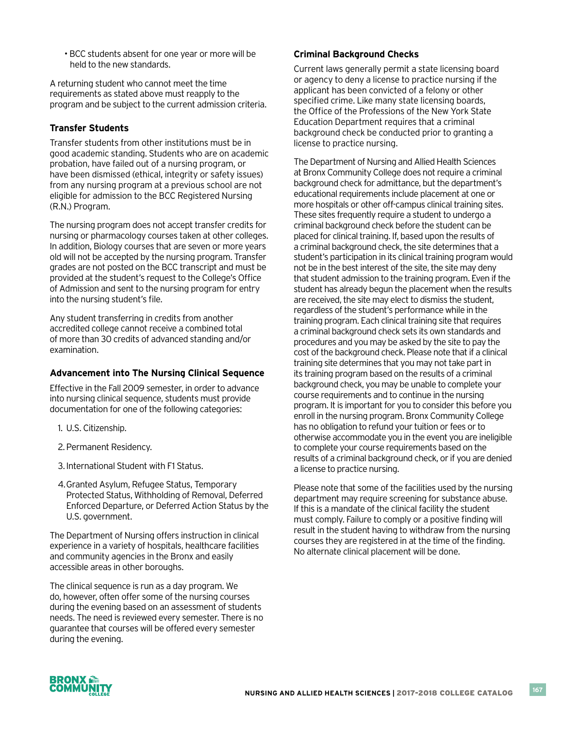- BCC students absent for one year or more will be held to the new standards.

A returning student who cannot meet the time requirements as stated above must reapply to the program and be subject to the current admission criteria.

### Transfer Students

Transfer students from other institutions must be in good academic standing. Students who are on academic probation, have failed out of a nursing program, or have been dismissed (ethical, integrity or safety issues) from any nursing program at a previous school are not eligible for admission to the BCC Registered Nursing (R.N.) Program.

The nursing program does not accept transfer credits for nursing or pharmacology courses taken at other colleges. In addition, Biology courses that are seven or more years old will not be accepted by the nursing program. Transfer grades are not posted on the BCC transcript and must be provided at the student's request to the College's Office of Admission and sent to the nursing program for entry into the nursing student's file.

Any student transferring in credits from another accredited college cannot receive a combined total of more than 30 credits of advanced standing and/or examination.

### Advancement into The Nursing Clinical Sequence

Effective in the Fall 2009 semester, in order to advance into nursing clinical sequence, students must provide documentation for one of the following categories:

1. U.S. Citizenship.
2. Permanent Residency.
3. International Student with F1 Status.
4. Granted Asylum, Refugee Status, Temporary Protected Status, Withholding of Removal, Deferred Enforced Departure, or Deferred Action Status by the U.S. government.

The Department of Nursing offers instruction in clinical experience in a variety of hospitals, healthcare facilities and community agencies in the Bronx and easily accessible areas in other boroughs.

The clinical sequence is run as a day program. We do, however, often offer some of the nursing courses during the evening based on an assessment of students needs. The need is reviewed every semester. There is no guarantee that courses will be offered every semester during the evening.

### Criminal Background Checks

Current laws generally permit a state licensing board or agency to deny a license to practice nursing if the applicant has been convicted of a felony or other specified crime. Like many state licensing boards, the Office of the Professions of the New York State Education Department requires that a criminal background check be conducted prior to granting a license to practice nursing.

The Department of Nursing and Allied Health Sciences at Bronx Community College does not require a criminal background check for admittance, but the department's educational requirements include placement at one or more hospitals or other off-campus clinical training sites. These sites frequently require a student to undergo a criminal background check before the student can be placed for clinical training. If, based upon the results of a criminal background check, the site determines that a student's participation in its clinical training program would not be in the best interest of the site, the site may deny that student admission to the training program. Even if the student has already begun the placement when the results are received, the site may elect to dismiss the student, regardless of the student's performance while in the training program. Each clinical training site that requires a criminal background check sets its own standards and procedures and you may be asked by the site to pay the cost of the background check. Please note that if a clinical training site determines that you may not take part in its training program based on the results of a criminal background check, you may be unable to complete your course requirements and to continue in the nursing program. It is important for you to consider this before you enroll in the nursing program. Bronx Community College has no obligation to refund your tuition or fees or to otherwise accommodate you in the event you are ineligible to complete your course requirements based on the results of a criminal background check, or if you are denied a license to practice nursing.

Please note that some of the facilities used by the nursing department may require screening for substance abuse. If this is a mandate of the clinical facility the student must comply. Failure to comply or a positive finding will result in the student having to withdraw from the nursing courses they are registered in at the time of the finding. No alternate clinical placement will be done.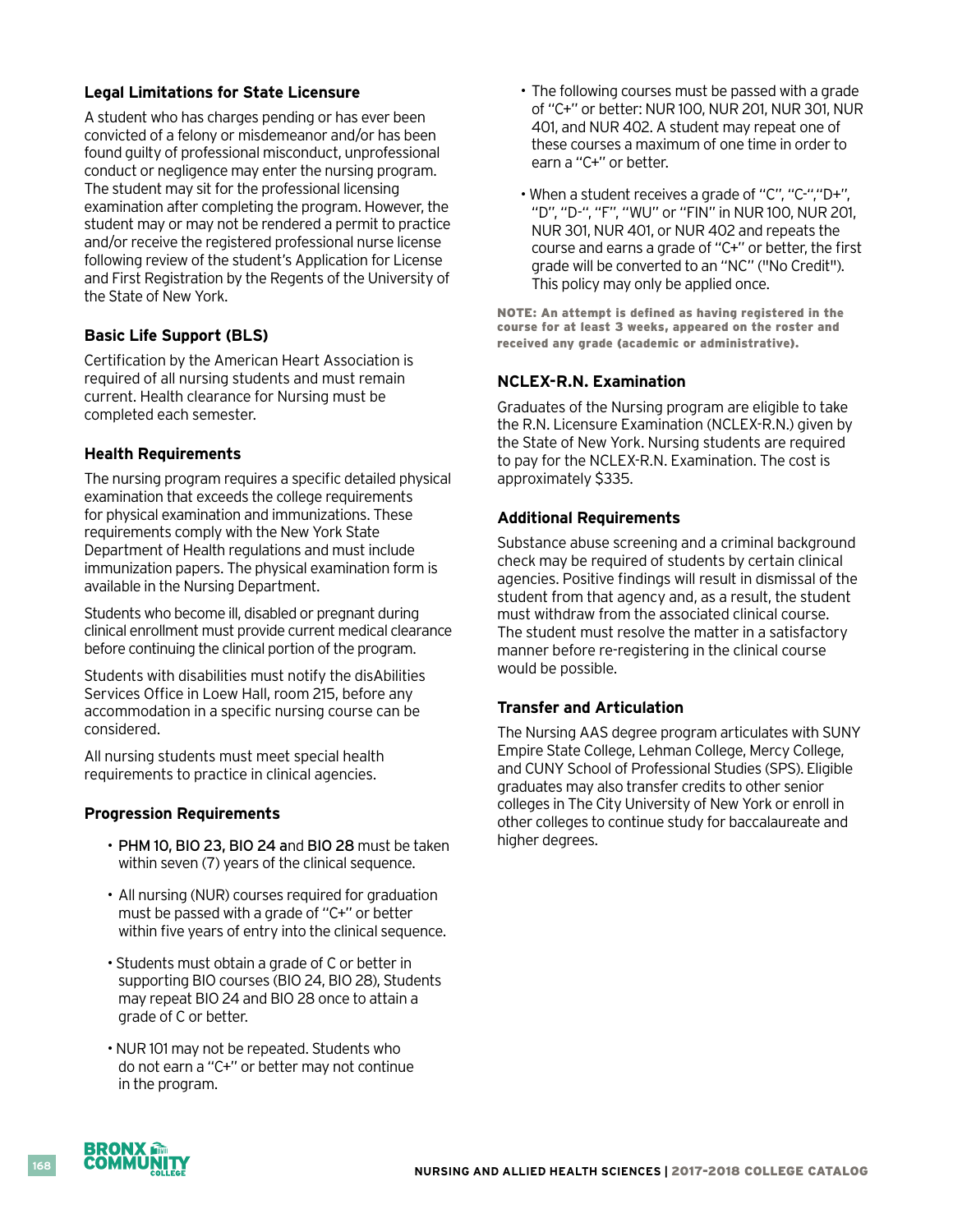### Legal Limitations for State Licensure

A student who has charges pending or has ever been convicted of a felony or misdemeanor and/or has been found guilty of professional misconduct, unprofessional conduct or negligence may enter the nursing program. The student may sit for the professional licensing examination after completing the program. However, the student may or may not be rendered a permit to practice and/or receive the registered professional nurse license following review of the student's Application for License and First Registration by the Regents of the University of the State of New York.

### Basic Life Support (BLS)

Certification by the American Heart Association is required of all nursing students and must remain current. Health clearance for Nursing must be completed each semester.

### Health Requirements

The nursing program requires a specific detailed physical examination that exceeds the college requirements for physical examination and immunizations. These requirements comply with the New York State Department of Health regulations and must include immunization papers. The physical examination form is available in the Nursing Department.

Students who become ill, disabled or pregnant during clinical enrollment must provide current medical clearance before continuing the clinical portion of the program.

Students with disabilities must notify the disAbilities Services Office in Loew Hall, room 215, before any accommodation in a specific nursing course can be considered.

All nursing students must meet special health requirements to practice in clinical agencies.

### Progression Requirements

- PHM 10, BIO 23, BIO 24 and BIO 28 must be taken within seven (7) years of the clinical sequence.
- All nursing (NUR) courses required for graduation must be passed with a grade of "C+" or better within five years of entry into the clinical sequence.
- Students must obtain a grade of C or better in supporting BIO courses (BIO 24, BIO 28), Students may repeat BIO 24 and BIO 28 once to attain a grade of C or better.
- NUR 101 may not be repeated. Students who do not earn a "C+" or better may not continue in the program.
- The following courses must be passed with a grade of "C+" or better: NUR 100, NUR 201, NUR 301, NUR 401, and NUR 402. A student may repeat one of these courses a maximum of one time in order to earn a "C+" or better.
- When a student receives a grade of "C", "C-","D+", "D", "D-", "F", "WU" or "FIN" in NUR 100, NUR 201, NUR 301, NUR 401, or NUR 402 and repeats the course and earns a grade of "C+" or better, the first grade will be converted to an "NC" ("No Credit"). This policy may only be applied once.

**NOTE: An attempt is defined as having registered in the course for at least 3 weeks, appeared on the roster and received any grade (academic or administrative).**

### NCLEX-R.N. Examination

Graduates of the Nursing program are eligible to take the R.N. Licensure Examination (NCLEX-R.N.) given by the State of New York. Nursing students are required to pay for the NCLEX-R.N. Examination. The cost is approximately $335.

### Additional Requirements

Substance abuse screening and a criminal background check may be required of students by certain clinical agencies. Positive findings will result in dismissal of the student from that agency and, as a result, the student must withdraw from the associated clinical course. The student must resolve the matter in a satisfactory manner before re-registering in the clinical course would be possible.

### Transfer and Articulation

The Nursing AAS degree program articulates with SUNY Empire State College, Lehman College, Mercy College, and CUNY School of Professional Studies (SPS). Eligible graduates may also transfer credits to other senior colleges in The City University of New York or enroll in other colleges to continue study for baccalaureate and higher degrees.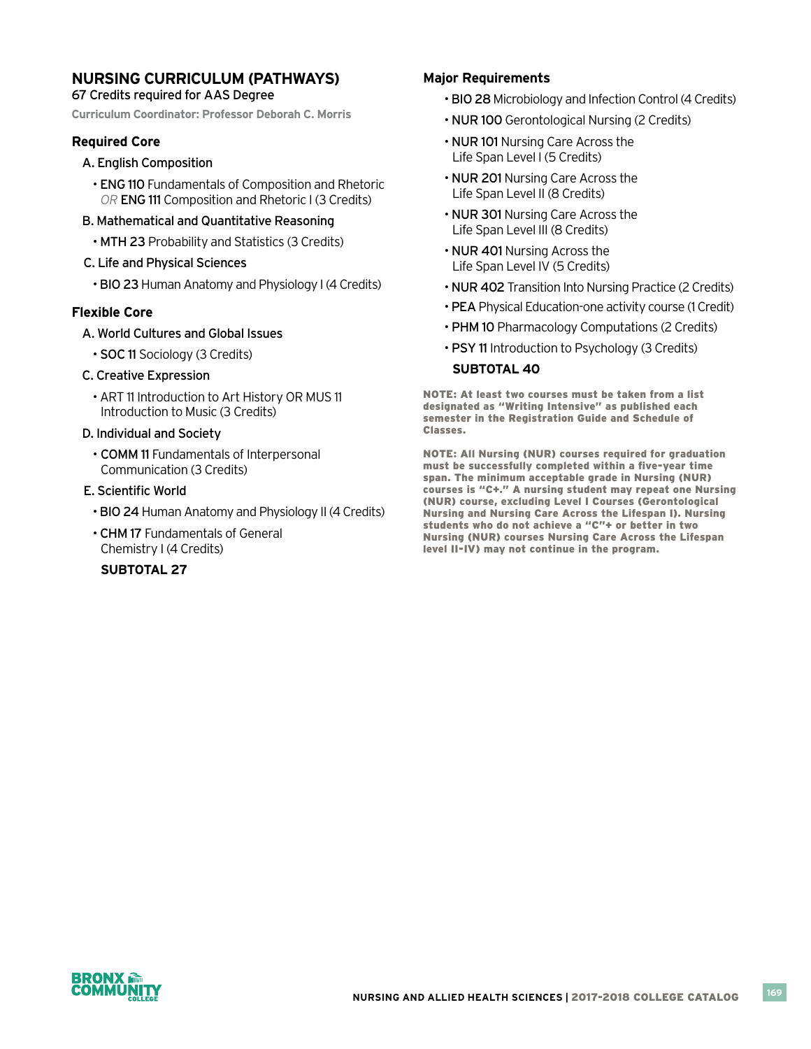## NURSING CURRICULUM (PATHWAYS)

67 Credits required for AAS Degree

**Curriculum Coordinator: Professor Deborah C. Morris**

### Required Core

A. English Composition

- **ENG 110** Fundamentals of Composition and Rhetoric *OR* **ENG 111** Composition and Rhetoric I (3 Credits)

B. Mathematical and Quantitative Reasoning

- **MTH 23** Probability and Statistics (3 Credits)

C. Life and Physical Sciences

- **BIO 23** Human Anatomy and Physiology I (4 Credits)

### Flexible Core

A. World Cultures and Global Issues

- **SOC 11** Sociology (3 Credits)

C. Creative Expression

- ART 11 Introduction to Art History OR MUS 11 Introduction to Music (3 Credits)

D. Individual and Society

- **COMM 11** Fundamentals of Interpersonal Communication (3 Credits)

E. Scientific World

- **BIO 24** Human Anatomy and Physiology II (4 Credits)
- **CHM 17** Fundamentals of General Chemistry I (4 Credits)

**SUBTOTAL 27**

### Major Requirements

- **BIO 28** Microbiology and Infection Control (4 Credits)
- **NUR 100** Gerontological Nursing (2 Credits)
- **NUR 101** Nursing Care Across the Life Span Level I (5 Credits)
- **NUR 201** Nursing Care Across the Life Span Level II (8 Credits)
- **NUR 301** Nursing Care Across the Life Span Level III (8 Credits)
- **NUR 401** Nursing Across the Life Span Level IV (5 Credits)
- **NUR 402** Transition Into Nursing Practice (2 Credits)
- **PEA** Physical Education-one activity course (1 Credit)
- **PHM 10** Pharmacology Computations (2 Credits)
- **PSY 11** Introduction to Psychology (3 Credits)

**SUBTOTAL 40**

**NOTE: At least two courses must be taken from a list designated as "Writing Intensive" as published each semester in the Registration Guide and Schedule of Classes.**

**NOTE: All Nursing (NUR) courses required for graduation must be successfully completed within a five-year time span. The minimum acceptable grade in Nursing (NUR) courses is "C+." A nursing student may repeat one Nursing (NUR) course, excluding Level I Courses (Gerontological Nursing and Nursing Care Across the Lifespan I). Nursing students who do not achieve a "C"+ or better in two Nursing (NUR) courses Nursing Care Across the Lifespan level II-IV) may not continue in the program.**